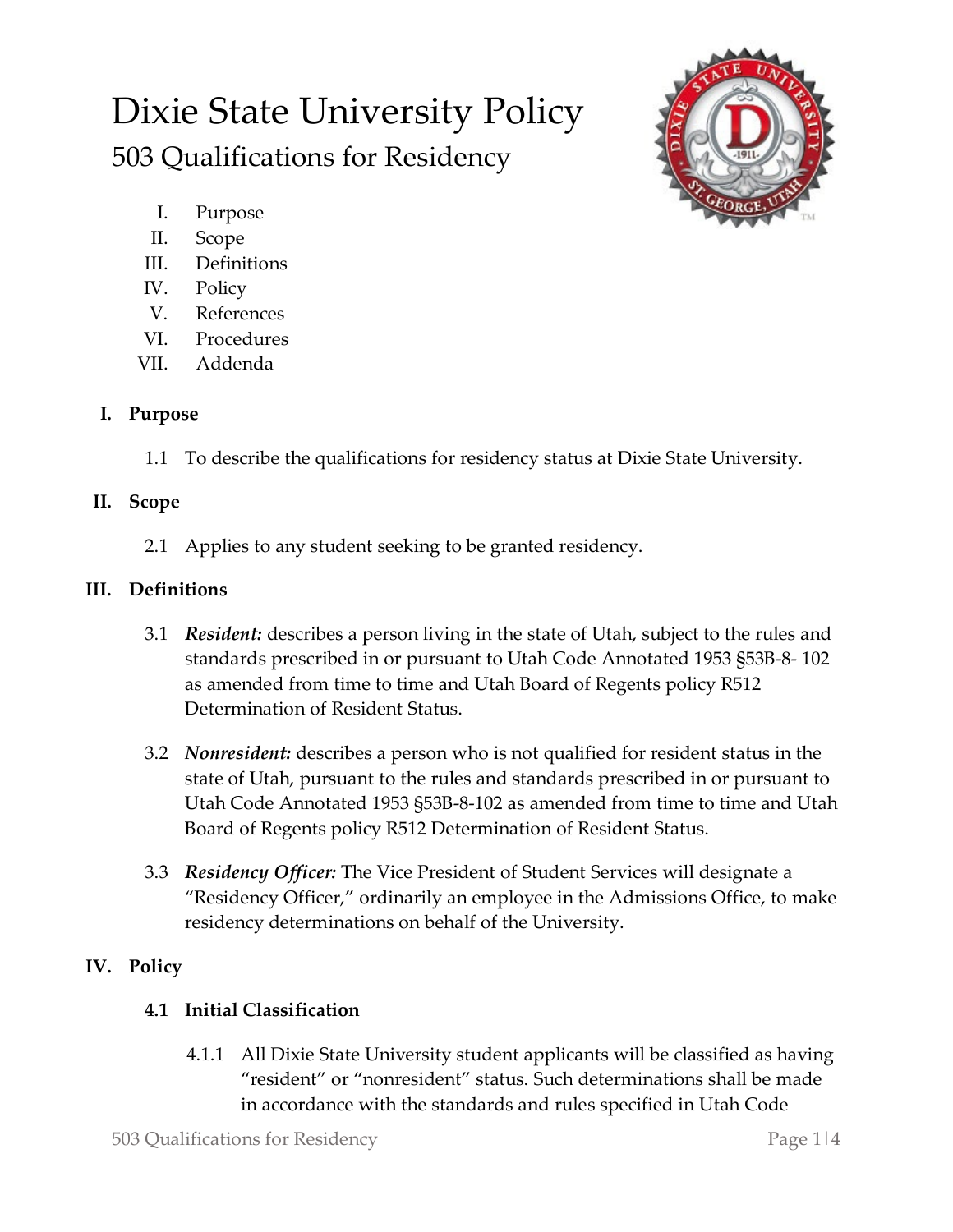# Dixie State University Policy

## 503 Qualifications for Residency

I. Purpose
II. Scope
III. Definitions
IV. Policy
V. References
VI. Procedures
VII. Addenda

### I. Purpose

1.1 To describe the qualifications for residency status at Dixie State University.

### II. Scope

2.1 Applies to any student seeking to be granted residency.

### III. Definitions

3.1 ***Resident:*** describes a person living in the state of Utah, subject to the rules and standards prescribed in or pursuant to Utah Code Annotated 1953 §53B-8- 102 as amended from time to time and Utah Board of Regents policy R512 Determination of Resident Status.

3.2 ***Nonresident:*** describes a person who is not qualified for resident status in the state of Utah, pursuant to the rules and standards prescribed in or pursuant to Utah Code Annotated 1953 §53B-8-102 as amended from time to time and Utah Board of Regents policy R512 Determination of Resident Status.

3.3 ***Residency Officer:*** The Vice President of Student Services will designate a "Residency Officer," ordinarily an employee in the Admissions Office, to make residency determinations on behalf of the University.

### IV. Policy

#### 4.1 Initial Classification

4.1.1 All Dixie State University student applicants will be classified as having "resident" or "nonresident" status. Such determinations shall be made in accordance with the standards and rules specified in Utah Code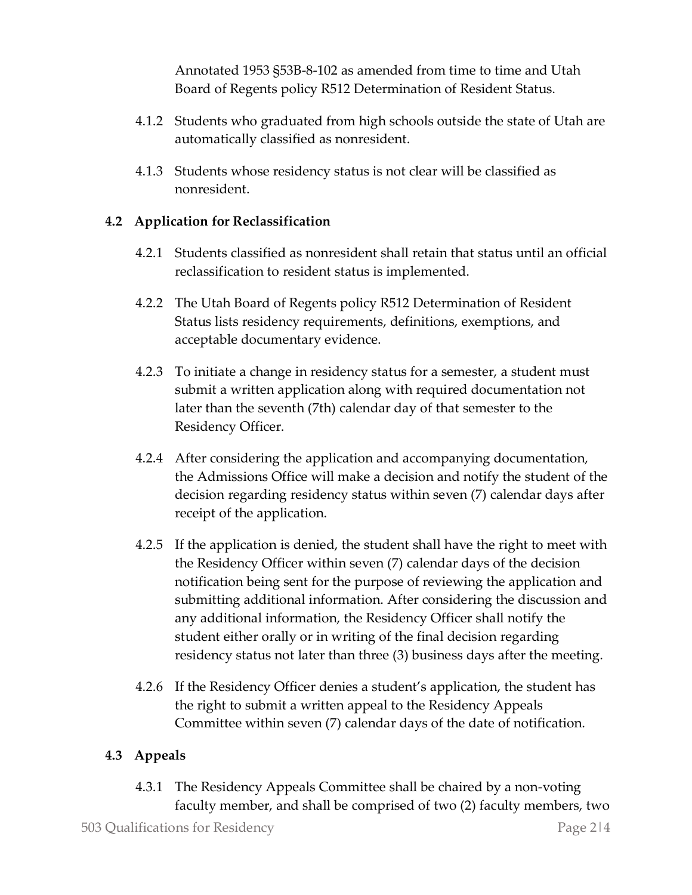Annotated 1953 §53B-8-102 as amended from time to time and Utah Board of Regents policy R512 Determination of Resident Status.

4.1.2 Students who graduated from high schools outside the state of Utah are automatically classified as nonresident.

4.1.3 Students whose residency status is not clear will be classified as nonresident.

### 4.2 Application for Reclassification

4.2.1 Students classified as nonresident shall retain that status until an official reclassification to resident status is implemented.

4.2.2 The Utah Board of Regents policy R512 Determination of Resident Status lists residency requirements, definitions, exemptions, and acceptable documentary evidence.

4.2.3 To initiate a change in residency status for a semester, a student must submit a written application along with required documentation not later than the seventh (7th) calendar day of that semester to the Residency Officer.

4.2.4 After considering the application and accompanying documentation, the Admissions Office will make a decision and notify the student of the decision regarding residency status within seven (7) calendar days after receipt of the application.

4.2.5 If the application is denied, the student shall have the right to meet with the Residency Officer within seven (7) calendar days of the decision notification being sent for the purpose of reviewing the application and submitting additional information. After considering the discussion and any additional information, the Residency Officer shall notify the student either orally or in writing of the final decision regarding residency status not later than three (3) business days after the meeting.

4.2.6 If the Residency Officer denies a student's application, the student has the right to submit a written appeal to the Residency Appeals Committee within seven (7) calendar days of the date of notification.

### 4.3 Appeals

4.3.1 The Residency Appeals Committee shall be chaired by a non-voting faculty member, and shall be comprised of two (2) faculty members, two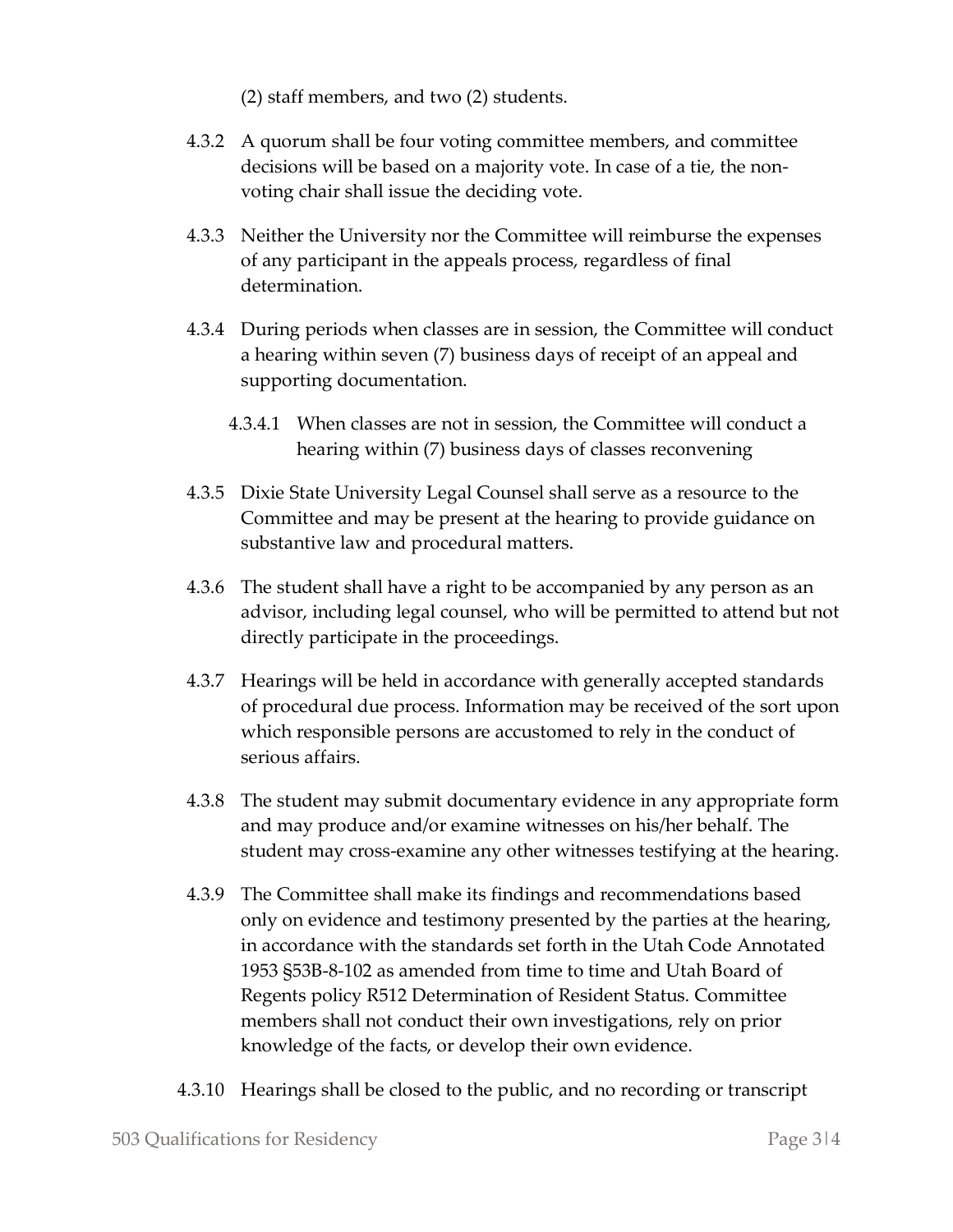(2) staff members, and two (2) students.

4.3.2 A quorum shall be four voting committee members, and committee decisions will be based on a majority vote. In case of a tie, the non-voting chair shall issue the deciding vote.

4.3.3 Neither the University nor the Committee will reimburse the expenses of any participant in the appeals process, regardless of final determination.

4.3.4 During periods when classes are in session, the Committee will conduct a hearing within seven (7) business days of receipt of an appeal and supporting documentation.

4.3.4.1 When classes are not in session, the Committee will conduct a hearing within (7) business days of classes reconvening

4.3.5 Dixie State University Legal Counsel shall serve as a resource to the Committee and may be present at the hearing to provide guidance on substantive law and procedural matters.

4.3.6 The student shall have a right to be accompanied by any person as an advisor, including legal counsel, who will be permitted to attend but not directly participate in the proceedings.

4.3.7 Hearings will be held in accordance with generally accepted standards of procedural due process. Information may be received of the sort upon which responsible persons are accustomed to rely in the conduct of serious affairs.

4.3.8 The student may submit documentary evidence in any appropriate form and may produce and/or examine witnesses on his/her behalf. The student may cross-examine any other witnesses testifying at the hearing.

4.3.9 The Committee shall make its findings and recommendations based only on evidence and testimony presented by the parties at the hearing, in accordance with the standards set forth in the Utah Code Annotated 1953 §53B-8-102 as amended from time to time and Utah Board of Regents policy R512 Determination of Resident Status. Committee members shall not conduct their own investigations, rely on prior knowledge of the facts, or develop their own evidence.

4.3.10 Hearings shall be closed to the public, and no recording or transcript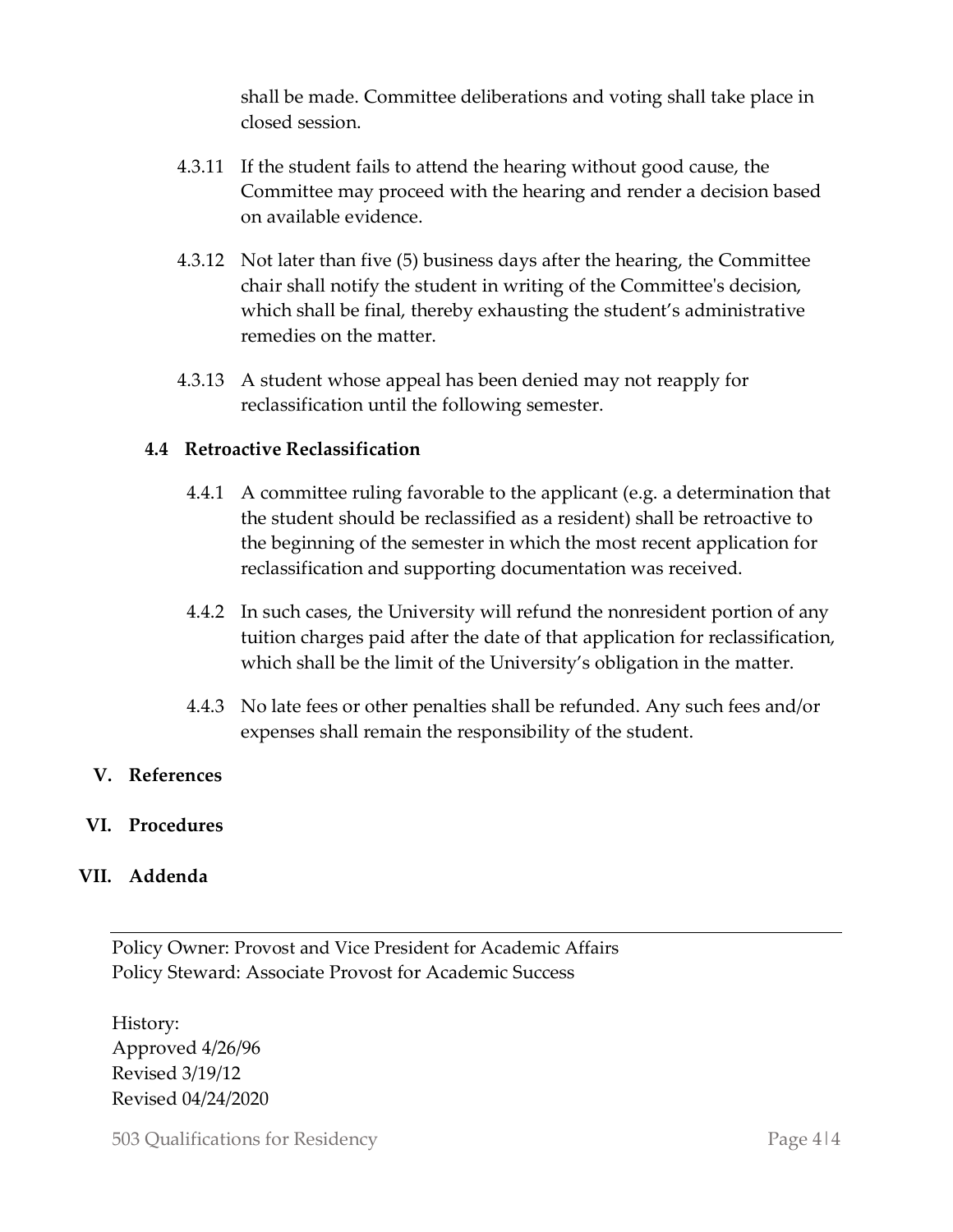shall be made. Committee deliberations and voting shall take place in closed session.

4.3.11 If the student fails to attend the hearing without good cause, the Committee may proceed with the hearing and render a decision based on available evidence.

4.3.12 Not later than five (5) business days after the hearing, the Committee chair shall notify the student in writing of the Committee's decision, which shall be final, thereby exhausting the student's administrative remedies on the matter.

4.3.13 A student whose appeal has been denied may not reapply for reclassification until the following semester.

### 4.4 Retroactive Reclassification

4.4.1 A committee ruling favorable to the applicant (e.g. a determination that the student should be reclassified as a resident) shall be retroactive to the beginning of the semester in which the most recent application for reclassification and supporting documentation was received.

4.4.2 In such cases, the University will refund the nonresident portion of any tuition charges paid after the date of that application for reclassification, which shall be the limit of the University's obligation in the matter.

4.4.3 No late fees or other penalties shall be refunded. Any such fees and/or expenses shall remain the responsibility of the student.

## V. References

## VI. Procedures

## VII. Addenda

---

Policy Owner: Provost and Vice President for Academic Affairs
Policy Steward: Associate Provost for Academic Success

History:
Approved 4/26/96
Revised 3/19/12
Revised 04/24/2020